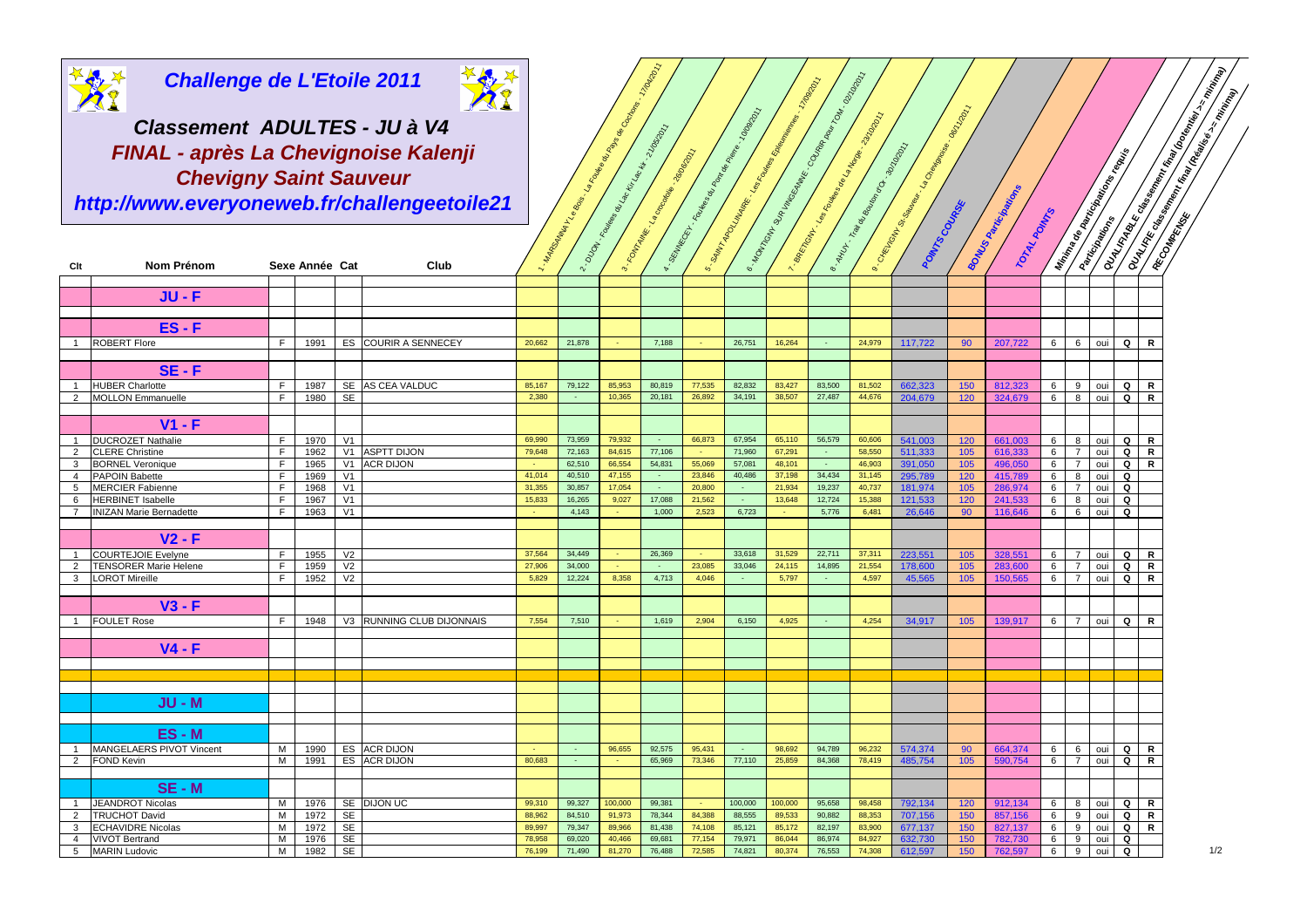# Challenge de L'Etoile 2011

## Classement ADULTES - JU à V4

## FINAL - après La Chevignoise Kalenji

## Chevigny Saint Sauveur

## http://www.everyoneweb.fr/challengeetoile21

| Clt | Nom Prénom | Sexe | Année | Cat | Club | 1 - MARSANNAY Le Bois - La Foulée du Pays de Cochons - 17/04/2011 | 2 - DIJON - Foulées du Lac Kir Lac kir - 21/05/2011 | 3 - FONTAINE - La crocofolie - 26/06/2011 | 4 - SENNECEY - Foulées du Pont de Pierre - 10/09/2011 | 5 - SAINT APOLLINAIRE - Les Foulées Epicuriennes - 17/09/2011 | 6 - MONTIGNY SUR VINGEANNE - COURIR pour TOM - 02/10/2011 | 7 - BRETIGNY - Les Foulées de La Norge - 23/10/2011 | 8 - AHUY - Trail du Bouton d'Or - 30/10/2011 | 9 - CHEVIGNY St-Sauveur - La Chevignoise - 06/11/2011 | POINTS COURSE | BONUS Participations | TOTAL POINTS | Minima de participations requis | Participations | QUALIFIABLE classement final (potentiel >= minima) | QUALIFIE classement final (Réalisé >= minima) | RECOMPENSE |
|---|---|---|---|---|---|---|---|---|---|---|---|---|---|---|---|---|---|---|---|---|---|---|
| | **JU - F** | | | | | | | | | | | | | | | | | | | | | |
| | **ES - F** | | | | | | | | | | | | | | | | | | | | | |
| 1 | ROBERT Flore | F | 1991 | ES | COURIR A SENNECEY | 20,662 | 21,878 | - | 7,188 | - | 26,751 | 16,264 | - | 24,979 | 117,722 | 90 | 207,722 | 6 | 6 | oui | Q | R |
| | **SE - F** | | | | | | | | | | | | | | | | | | | | | |
| 1 | HUBER Charlotte | F | 1987 | SE | AS CEA VALDUC | 85,167 | 79,122 | 85,953 | 80,819 | 77,535 | 82,832 | 83,427 | 83,500 | 81,502 | 662,323 | 150 | 812,323 | 6 | 9 | oui | Q | R |
| 2 | MOLLON Emmanuelle | F | 1980 | SE | | 2,380 | - | 10,365 | 20,181 | 26,892 | 34,191 | 38,507 | 27,487 | 44,676 | 204,679 | 120 | 324,679 | 6 | 8 | oui | Q | R |
| | **V1 - F** | | | | | | | | | | | | | | | | | | | | | |
| 1 | DUCROZET Nathalie | F | 1970 | V1 | | 69,990 | 73,959 | 79,932 | - | 66,873 | 67,954 | 65,110 | 56,579 | 60,606 | 541,003 | 120 | 661,003 | 6 | 8 | oui | Q | R |
| 2 | CLERE Christine | F | 1962 | V1 | ASPTT DIJON | 79,648 | 72,163 | 84,615 | 77,106 | - | 71,960 | 67,291 | - | 58,550 | 511,333 | 105 | 616,333 | 6 | 7 | oui | Q | R |
| 3 | BORNEL Veronique | F | 1965 | V1 | ACR DIJON | - | 62,510 | 66,554 | 54,831 | 55,069 | 57,081 | 48,101 | - | 46,903 | 391,050 | 105 | 496,050 | 6 | 7 | oui | Q | R |
| 4 | PAPOIN Babette | F | 1969 | V1 | | 41,014 | 40,510 | 47,155 | - | 23,846 | 40,486 | 37,198 | 34,434 | 31,145 | 295,789 | 120 | 415,789 | 6 | 8 | oui | Q | |
| 5 | MERCIER Fabienne | F | 1968 | V1 | | 31,355 | 30,857 | 17,054 | - | 20,800 | - | 21,934 | 19,237 | 40,737 | 181,974 | 105 | 286,974 | 6 | 7 | oui | Q | |
| 6 | HERBINET Isabelle | F | 1967 | V1 | | 15,833 | 16,265 | 9,027 | 17,088 | 21,562 | - | 13,648 | 12,724 | 15,388 | 121,533 | 120 | 241,533 | 6 | 8 | oui | Q | |
| 7 | INIZAN Marie Bernadette | F | 1963 | V1 | | - | 4,143 | - | 1,000 | 2,523 | 6,723 | - | 5,776 | 6,481 | 26,646 | 90 | 116,646 | 6 | 6 | oui | Q | |
| | **V2 - F** | | | | | | | | | | | | | | | | | | | | | |
| 1 | COURTEJOIE Evelyne | F | 1955 | V2 | | 37,564 | 34,449 | - | 26,369 | - | 33,618 | 31,529 | 22,711 | 37,311 | 223,551 | 105 | 328,551 | 6 | 7 | oui | Q | R |
| 2 | TENSORER Marie Helene | F | 1959 | V2 | | 27,906 | 34,000 | - | - | 23,085 | 33,046 | 24,115 | 14,895 | 21,554 | 178,600 | 105 | 283,600 | 6 | 7 | oui | Q | R |
| 3 | LOROT Mireille | F | 1952 | V2 | | 5,829 | 12,224 | 8,358 | 4,713 | 4,046 | - | 5,797 | - | 4,597 | 45,565 | 105 | 150,565 | 6 | 7 | oui | Q | R |
| | **V3 - F** | | | | | | | | | | | | | | | | | | | | | |
| 1 | FOULET Rose | F | 1948 | V3 | RUNNING CLUB DIJONNAIS | 7,554 | 7,510 | - | 1,619 | 2,904 | 6,150 | 4,925 | - | 4,254 | 34,917 | 105 | 139,917 | 6 | 7 | oui | Q | R |
| | **V4 - F** | | | | | | | | | | | | | | | | | | | | | |
| | **JU - M** | | | | | | | | | | | | | | | | | | | | | |
| | **ES - M** | | | | | | | | | | | | | | | | | | | | | |
| 1 | MANGELAERS PIVOT Vincent | M | 1990 | ES | ACR DIJON | - | - | 96,655 | 92,575 | 95,431 | - | 98,692 | 94,789 | 96,232 | 574,374 | 90 | 664,374 | 6 | 6 | oui | Q | R |
| 2 | FOND Kevin | M | 1991 | ES | ACR DIJON | 80,683 | - | - | 65,969 | 73,346 | 77,110 | 25,859 | 84,368 | 78,419 | 485,754 | 105 | 590,754 | 6 | 7 | oui | Q | R |
| | **SE - M** | | | | | | | | | | | | | | | | | | | | | |
| 1 | JEANDROT Nicolas | M | 1976 | SE | DIJON UC | 99,310 | 99,327 | 100,000 | 99,381 | - | 100,000 | 100,000 | 95,658 | 98,458 | 792,134 | 120 | 912,134 | 6 | 8 | oui | Q | R |
| 2 | TRUCHOT David | M | 1972 | SE | | 88,962 | 84,510 | 91,973 | 78,344 | 84,388 | 88,555 | 89,533 | 90,882 | 88,353 | 707,156 | 150 | 857,156 | 6 | 9 | oui | Q | R |
| 3 | ECHAVIDRE Nicolas | M | 1972 | SE | | 89,997 | 79,347 | 89,966 | 81,438 | 74,108 | 85,121 | 85,172 | 82,197 | 83,900 | 677,137 | 150 | 827,137 | 6 | 9 | oui | Q | R |
| 4 | VIVOT Bertrand | M | 1976 | SE | | 78,958 | 69,020 | 40,466 | 69,681 | 77,154 | 79,971 | 86,044 | 86,974 | 84,927 | 632,730 | 150 | 782,730 | 6 | 9 | oui | Q | |
| 5 | MARIN Ludovic | M | 1982 | SE | | 76,199 | 71,490 | 81,270 | 76,488 | 72,585 | 74,821 | 80,374 | 76,553 | 74,308 | 612,597 | 150 | 762,597 | 6 | 9 | oui | Q | |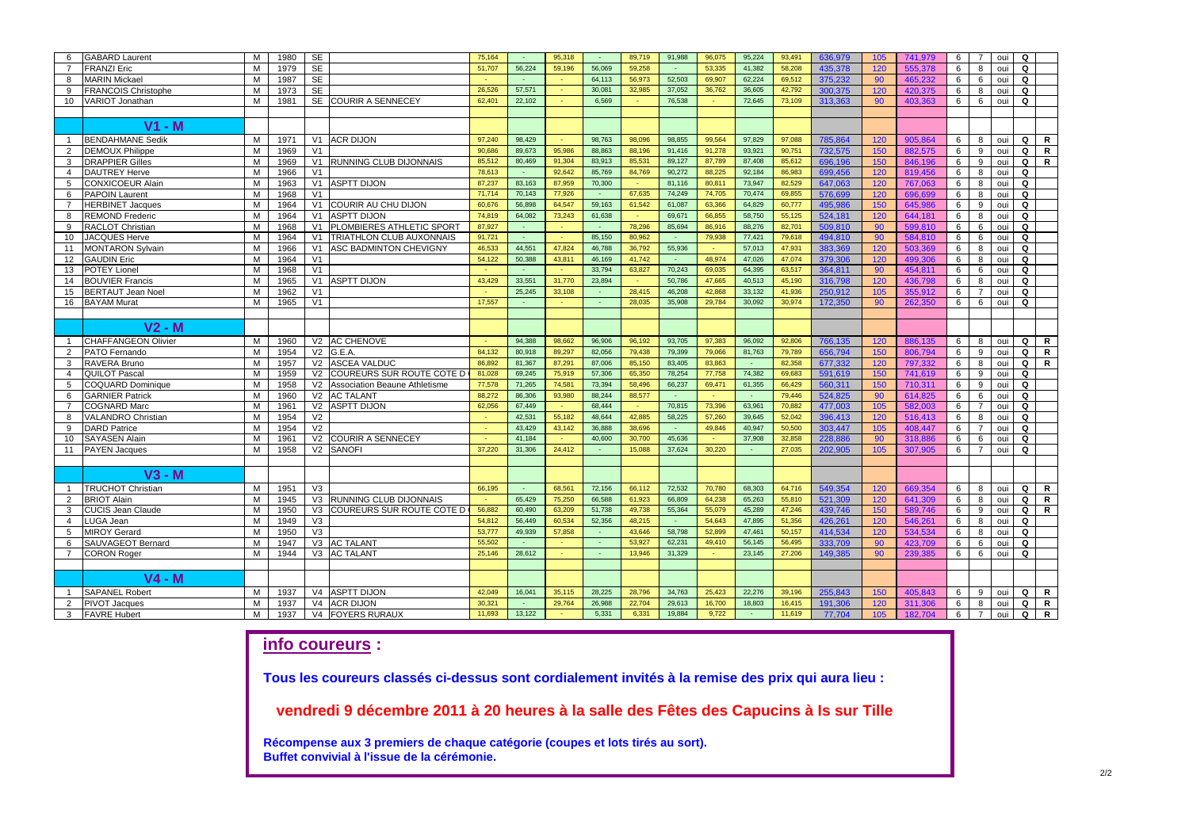| | | | | | | | | | | | | | | | | | | | | | | |
|---|---|---|---|---|---|---|---|---|---|---|---|---|---|---|---|---|---|---|---|---|---|---|
| 6 | GABARD Laurent | M | 1980 | SE | | 75,164 | - | 95,318 | - | 89,719 | 91,988 | 96,075 | 95,224 | 93,491 | 636,979 | 105 | 741,979 | 6 | 7 | oui | Q | |
| 7 | FRANZI Eric | M | 1979 | SE | | 51,707 | 56,224 | 59,196 | 56,069 | 59,258 | - | 53,335 | 41,382 | 58,208 | 435,378 | 120 | 555,378 | 6 | 8 | oui | Q | |
| 8 | MARIN Mickael | M | 1987 | SE | | - | - | - | 64,113 | 56,973 | 52,503 | 69,907 | 62,224 | 69,512 | 375,232 | 90 | 465,232 | 6 | 6 | oui | Q | |
| 9 | FRANCOIS Christophe | M | 1973 | SE | | 26,526 | 57,571 | - | 30,081 | 32,985 | 37,052 | 36,762 | 36,605 | 42,792 | 300,375 | 120 | 420,375 | 6 | 8 | oui | Q | |
| 10 | VARIOT Jonathan | M | 1981 | SE | COURIR A SENNECEY | 62,401 | 22,102 | - | 6,569 | - | 76,538 | - | 72,645 | 73,109 | 313,363 | 90 | 403,363 | 6 | 6 | oui | Q | |
| | **V1 - M** | | | | | | | | | | | | | | | | | | | | | |
| 1 | BENDAHMANE Sedik | M | 1971 | V1 | ACR DIJON | 97,240 | 98,429 | - | 98,763 | 98,096 | 98,855 | 99,564 | 97,829 | 97,088 | 785,864 | 120 | 905,864 | 6 | 8 | oui | Q | R |
| 2 | DEMOUX Philippe | M | 1969 | V1 | | 90,686 | 89,673 | 95,986 | 88,863 | 88,196 | 91,416 | 91,278 | 93,921 | 90,751 | 732,575 | 150 | 882,575 | 6 | 9 | oui | Q | R |
| 3 | DRAPPIER Gilles | M | 1969 | V1 | RUNNING CLUB DIJONNAIS | 85,512 | 80,469 | 91,304 | 83,913 | 85,531 | 89,127 | 87,789 | 87,408 | 85,612 | 696,196 | 150 | 846,196 | 6 | 9 | oui | Q | R |
| 4 | DAUTREY Herve | M | 1966 | V1 | | 78,613 | - | 92,642 | 85,769 | 84,769 | 90,272 | 88,225 | 92,184 | 86,983 | 699,456 | 120 | 819,456 | 6 | 8 | oui | Q | |
| 5 | CONXICOEUR Alain | M | 1963 | V1 | ASPTT DIJON | 87,237 | 83,163 | 87,959 | 70,300 | - | 81,116 | 80,811 | 73,947 | 82,529 | 647,063 | 120 | 767,063 | 6 | 8 | oui | Q | |
| 6 | PAPOIN Laurent | M | 1968 | V1 | | 71,714 | 70,143 | 77,926 | - | 67,635 | 74,249 | 74,705 | 70,474 | 69,855 | 576,699 | 120 | 696,699 | 6 | 8 | oui | Q | |
| 7 | HERBINET Jacques | M | 1964 | V1 | COURIR AU CHU DIJON | 60,676 | 56,898 | 64,547 | 59,163 | 61,542 | 61,087 | 63,366 | 64,829 | 60,777 | 495,986 | 150 | 645,986 | 6 | 9 | oui | Q | |
| 8 | REMOND Frederic | M | 1964 | V1 | ASPTT DIJON | 74,819 | 64,082 | 73,243 | 61,638 | - | 69,671 | 66,855 | 58,750 | 55,125 | 524,181 | 120 | 644,181 | 6 | 8 | oui | Q | |
| 9 | RACLOT Christian | M | 1968 | V1 | PLOMBIERES ATHLETIC SPORT | 87,927 | - | - | - | 78,296 | 85,694 | 86,916 | 88,276 | 82,701 | 509,810 | 90 | 599,810 | 6 | 6 | oui | Q | |
| 10 | JACQUES Herve | M | 1964 | V1 | TRIATHLON CLUB AUXONNAIS | 91,721 | - | - | 85,150 | 80,962 | - | 79,938 | 77,421 | 79,618 | 494,810 | 90 | 584,810 | 6 | 6 | oui | Q | |
| 11 | MONTARON Sylvain | M | 1966 | V1 | ASC BADMINTON CHEVIGNY | 46,533 | 44,551 | 47,824 | 46,788 | 36,792 | 55,936 | - | 57,013 | 47,931 | 383,369 | 120 | 503,369 | 6 | 8 | oui | Q | |
| 12 | GAUDIN Eric | M | 1964 | V1 | | 54,122 | 50,388 | 43,811 | 46,169 | 41,742 | - | 48,974 | 47,026 | 47,074 | 379,306 | 120 | 499,306 | 6 | 8 | oui | Q | |
| 13 | POTEY Lionel | M | 1968 | V1 | | - | - | - | 33,794 | 63,827 | 70,243 | 69,035 | 64,395 | 63,517 | 364,811 | 90 | 454,811 | 6 | 6 | oui | Q | |
| 14 | BOUVIER Francis | M | 1965 | V1 | ASPTT DIJON | 43,429 | 33,551 | 31,770 | 23,894 | - | 50,786 | 47,665 | 40,513 | 45,190 | 316,798 | 120 | 436,798 | 6 | 8 | oui | Q | |
| 15 | BERTAUT Jean Noel | M | 1962 | V1 | | - | 25,245 | 33,108 | - | 28,415 | 46,208 | 42,868 | 33,132 | 41,936 | 250,912 | 105 | 355,912 | 6 | 7 | oui | Q | |
| 16 | BAYAM Murat | M | 1965 | V1 | | 17,557 | - | - | - | 28,035 | 35,908 | 29,784 | 30,092 | 30,974 | 172,350 | 90 | 262,350 | 6 | 6 | oui | Q | |
| | **V2 - M** | | | | | | | | | | | | | | | | | | | | | |
| 1 | CHAFFANGEON Olivier | M | 1960 | V2 | AC CHENOVE | - | 94,388 | 98,662 | 96,906 | 96,192 | 93,705 | 97,383 | 96,092 | 92,806 | 766,135 | 120 | 886,135 | 6 | 8 | oui | Q | R |
| 2 | PATO Fernando | M | 1954 | V2 | G.E.A. | 84,132 | 80,918 | 89,297 | 82,056 | 79,438 | 79,399 | 79,066 | 81,763 | 79,789 | 656,794 | 150 | 806,794 | 6 | 9 | oui | Q | R |
| 3 | RAVERA Bruno | M | 1957 | V2 | ASCEA VALDUC | 86,892 | 81,367 | 87,291 | 87,006 | 85,150 | 83,405 | 83,863 | - | 82,358 | 677,332 | 120 | 797,332 | 6 | 8 | oui | Q | R |
| 4 | QUILOT Pascal | M | 1959 | V2 | COUREURS SUR ROUTE COTE D | 81,028 | 69,245 | 75,919 | 57,306 | 65,350 | 78,254 | 77,758 | 74,382 | 69,683 | 591,619 | 150 | 741,619 | 6 | 9 | oui | Q | |
| 5 | COQUARD Dominique | M | 1958 | V2 | Association Beaune Athletisme | 77,578 | 71,265 | 74,581 | 73,394 | 58,496 | 66,237 | 69,471 | 61,355 | 66,429 | 560,311 | 150 | 710,311 | 6 | 9 | oui | Q | |
| 6 | GARNIER Patrick | M | 1960 | V2 | AC TALANT | 88,272 | 86,306 | 93,980 | 88,244 | 88,577 | - | - | - | 79,446 | 524,825 | 90 | 614,825 | 6 | 6 | oui | Q | |
| 7 | COGNARD Marc | M | 1961 | V2 | ASPTT DIJON | 62,056 | 67,449 | - | 68,444 | - | 70,815 | 73,396 | 63,961 | 70,882 | 477,003 | 105 | 582,003 | 6 | 7 | oui | Q | |
| 8 | VALANDRO Christian | M | 1954 | V2 | | - | 42,531 | 55,182 | 48,644 | 42,885 | 58,225 | 57,260 | 39,645 | 52,042 | 396,413 | 120 | 516,413 | 6 | 8 | oui | Q | |
| 9 | DARD Patrice | M | 1954 | V2 | | - | 43,429 | 43,142 | 36,888 | 38,696 | - | 49,846 | 40,947 | 50,500 | 303,447 | 105 | 408,447 | 6 | 7 | oui | Q | |
| 10 | SAYASEN Alain | M | 1961 | V2 | COURIR A SENNECEY | - | 41,184 | - | 40,600 | 30,700 | 45,636 | - | 37,908 | 32,858 | 228,886 | 90 | 318,886 | 6 | 6 | oui | Q | |
| 11 | PAYEN Jacques | M | 1958 | V2 | SANOFI | 37,220 | 31,306 | 24,412 | - | 15,088 | 37,624 | 30,220 | - | 27,035 | 202,905 | 105 | 307,905 | 6 | 7 | oui | Q | |
| | **V3 - M** | | | | | | | | | | | | | | | | | | | | | |
| 1 | TRUCHOT Christian | M | 1951 | V3 | | 66,195 | - | 68,561 | 72,156 | 66,112 | 72,532 | 70,780 | 68,303 | 64,716 | 549,354 | 120 | 669,354 | 6 | 8 | oui | Q | R |
| 2 | BRIOT Alain | M | 1945 | V3 | RUNNING CLUB DIJONNAIS | - | 65,429 | 75,250 | 66,588 | 61,923 | 66,809 | 64,238 | 65,263 | 55,810 | 521,309 | 120 | 641,309 | 6 | 8 | oui | Q | R |
| 3 | CUCIS Jean Claude | M | 1950 | V3 | COUREURS SUR ROUTE COTE D | 56,882 | 60,490 | 63,209 | 51,738 | 49,738 | 55,364 | 55,079 | 45,289 | 47,246 | 439,746 | 150 | 589,746 | 6 | 9 | oui | Q | R |
| 4 | LUGA Jean | M | 1949 | V3 | | 54,812 | 56,449 | 60,534 | 52,356 | 48,215 | - | 54,643 | 47,895 | 51,356 | 426,261 | 120 | 546,261 | 6 | 8 | oui | Q | |
| 5 | MIROY Gerard | M | 1950 | V3 | | 53,777 | 49,939 | 57,858 | - | 43,646 | 58,798 | 52,899 | 47,461 | 50,157 | 414,534 | 120 | 534,534 | 6 | 8 | oui | Q | |
| 6 | SAUVAGEOT Bernard | M | 1947 | V3 | AC TALANT | 55,502 | - | - | - | 53,927 | 62,231 | 49,410 | 56,145 | 56,495 | 333,709 | 90 | 423,709 | 6 | 6 | oui | Q | |
| 7 | CORON Roger | M | 1944 | V3 | AC TALANT | 25,146 | 28,612 | - | - | 13,946 | 31,329 | - | 23,145 | 27,206 | 149,385 | 90 | 239,385 | 6 | 6 | oui | Q | |
| | **V4 - M** | | | | | | | | | | | | | | | | | | | | | |
| 1 | SAPANEL Robert | M | 1937 | V4 | ASPTT DIJON | 42,049 | 16,041 | 35,115 | 28,225 | 28,796 | 34,763 | 25,423 | 22,276 | 39,196 | 255,843 | 150 | 405,843 | 6 | 9 | oui | Q | R |
| 2 | PIVOT Jacques | M | 1937 | V4 | ACR DIJON | 30,321 | - | 29,764 | 26,988 | 22,704 | 29,613 | 16,700 | 18,803 | 16,415 | 191,306 | 120 | 311,306 | 6 | 8 | oui | Q | R |
| 3 | FAVRE Hubert | M | 1937 | V4 | FOYERS RURAUX | 11,693 | 13,122 | - | 5,331 | 6,331 | 19,884 | 9,722 | - | 11,619 | 77,704 | 105 | 182,704 | 6 | 7 | oui | Q | R |

**info coureurs :**

**Tous les coureurs classés ci-dessus sont cordialement invités à la remise des prix qui aura lieu :**

**vendredi 9 décembre 2011 à 20 heures à la salle des Fêtes des Capucins à Is sur Tille**

**Récompense aux 3 premiers de chaque catégorie (coupes et lots tirés au sort).**
**Buffet convivial à l'issue de la cérémonie.**